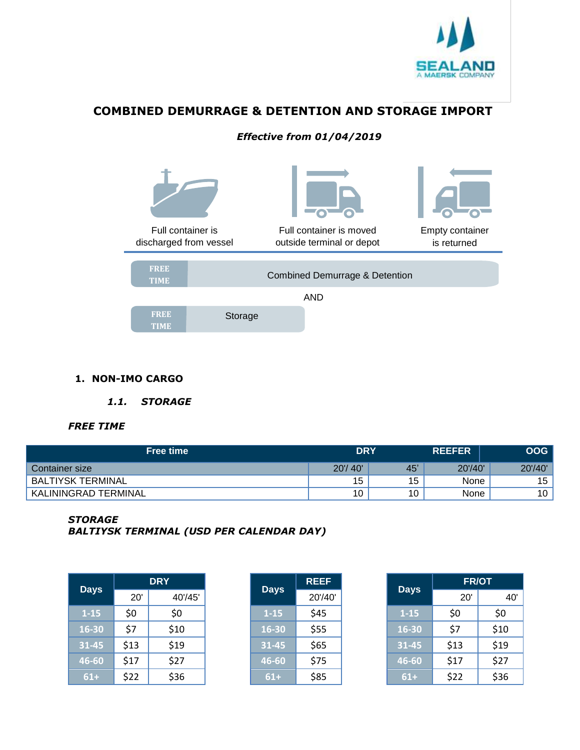# COMBINED DEMURRAGE & DETENTION AND STORAGE IMPORT

***Effective from 01/04/2019***

Full container is discharged from vessel

Full container is moved outside terminal or depot

Empty container is returned

FREE TIME | Combined Demurrage & Detention

AND

FREE TIME | Storage

## 1. NON-IMO CARGO

### *1.1. STORAGE*

***FREE TIME***

| Free time | DRY | | REEFER | OOG |
|---|---|---|---|---|
| Container size | 20'/ 40' | 45' | 20'/40' | 20'/40' |
| BALTIYSK TERMINAL | 15 | 15 | None | 15 |
| KALININGRAD TERMINAL | 10 | 10 | None | 10 |

***STORAGE***
***BALTIYSK TERMINAL (USD PER CALENDAR DAY)***

| Days | DRY | |
|---|---|---|
| | 20' | 40'/45' |
| 1-15 | $0 | $0 |
| 16-30 | $7 | $10 |
| 31-45 | $13 | $19 |
| 46-60 | $17 | $27 |
| 61+ | $22 | $36 |

| Days | REEF |
|---|---|
| | 20'/40' |
| 1-15 | $45 |
| 16-30 | $55 |
| 31-45 | $65 |
| 46-60 | $75 |
| 61+ | $85 |

| Days | FR/OT | |
|---|---|---|
| | 20' | 40' |
| 1-15 | $0 | $0 |
| 16-30 | $7 | $10 |
| 31-45 | $13 | $19 |
| 46-60 | $17 | $27 |
| 61+ | $22 | $36 |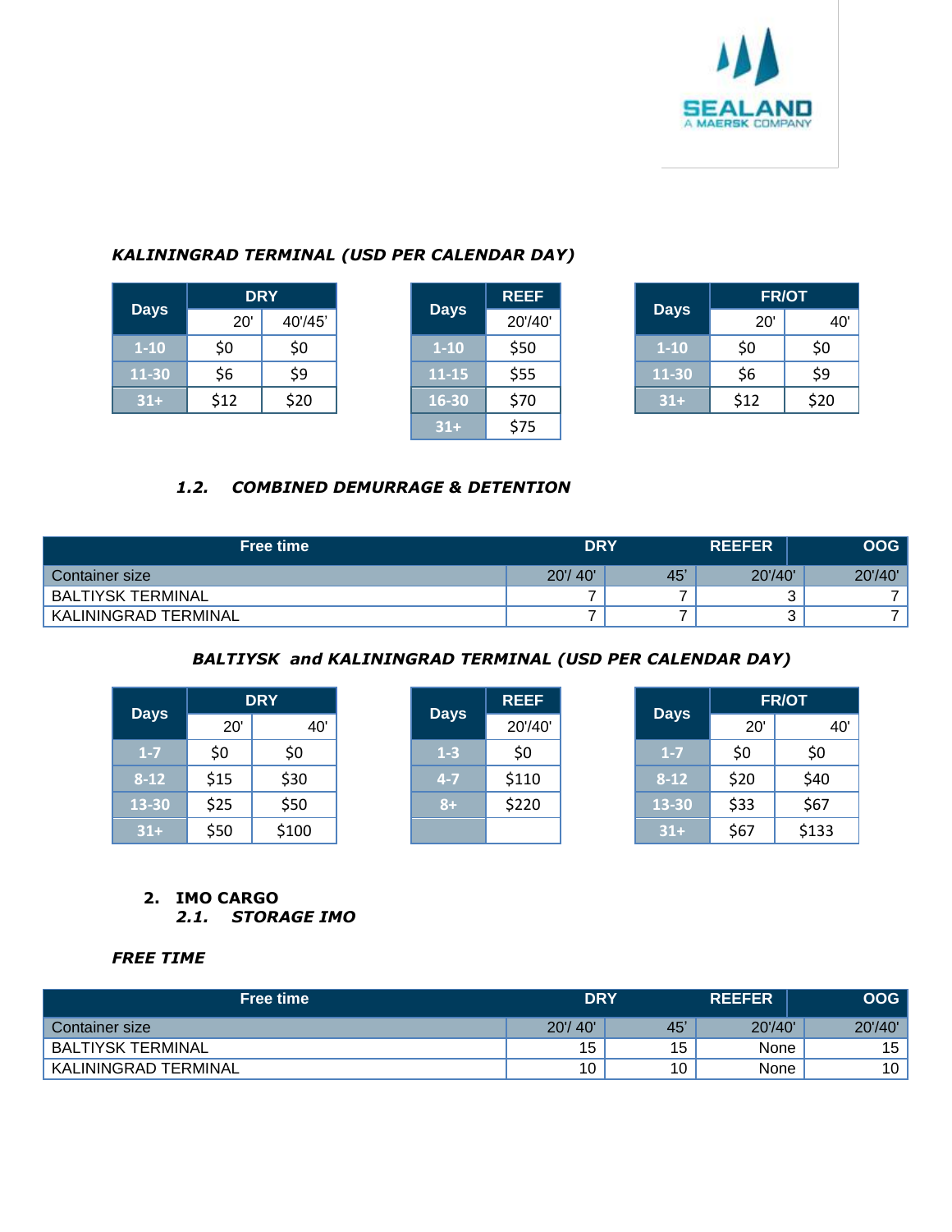### *KALININGRAD TERMINAL (USD PER CALENDAR DAY)*

| Days | DRY | |
|---|---|---|
| | 20' | 40'/45' |
| 1-10 | \$0 | \$0 |
| 11-30 | \$6 | \$9 |
| 31+ | \$12 | \$20 |

| Days | REEF |
|---|---|
| | 20'/40' |
| 1-10 | \$50 |
| 11-15 | \$55 |
| 16-30 | \$70 |
| 31+ | \$75 |

| Days | FR/OT | |
|---|---|---|
| | 20' | 40' |
| 1-10 | \$0 | \$0 |
| 11-30 | \$6 | \$9 |
| 31+ | \$12 | \$20 |

### *1.2. COMBINED DEMURRAGE & DETENTION*

| Free time | DRY | | REEFER | OOG |
|---|---|---|---|---|
| Container size | 20'/ 40' | 45' | 20'/40' | 20'/40' |
| BALTIYSK TERMINAL | 7 | 7 | 3 | 7 |
| KALININGRAD TERMINAL | 7 | 7 | 3 | 7 |

### *BALTIYSK and KALININGRAD TERMINAL (USD PER CALENDAR DAY)*

| Days | DRY | |
|---|---|---|
| | 20' | 40' |
| 1-7 | \$0 | \$0 |
| 8-12 | \$15 | \$30 |
| 13-30 | \$25 | \$50 |
| 31+ | \$50 | \$100 |

| Days | REEF |
|---|---|
| | 20'/40' |
| 1-3 | \$0 |
| 4-7 | \$110 |
| 8+ | \$220 |
| | |

| Days | FR/OT | |
|---|---|---|
| | 20' | 40' |
| 1-7 | \$0 | \$0 |
| 8-12 | \$20 | \$40 |
| 13-30 | \$33 | \$67 |
| 31+ | \$67 | \$133 |

## 2. IMO CARGO

### *2.1. STORAGE IMO*

#### *FREE TIME*

| Free time | DRY | | REEFER | OOG |
|---|---|---|---|---|
| Container size | 20'/ 40' | 45' | 20'/40' | 20'/40' |
| BALTIYSK TERMINAL | 15 | 15 | None | 15 |
| KALININGRAD TERMINAL | 10 | 10 | None | 10 |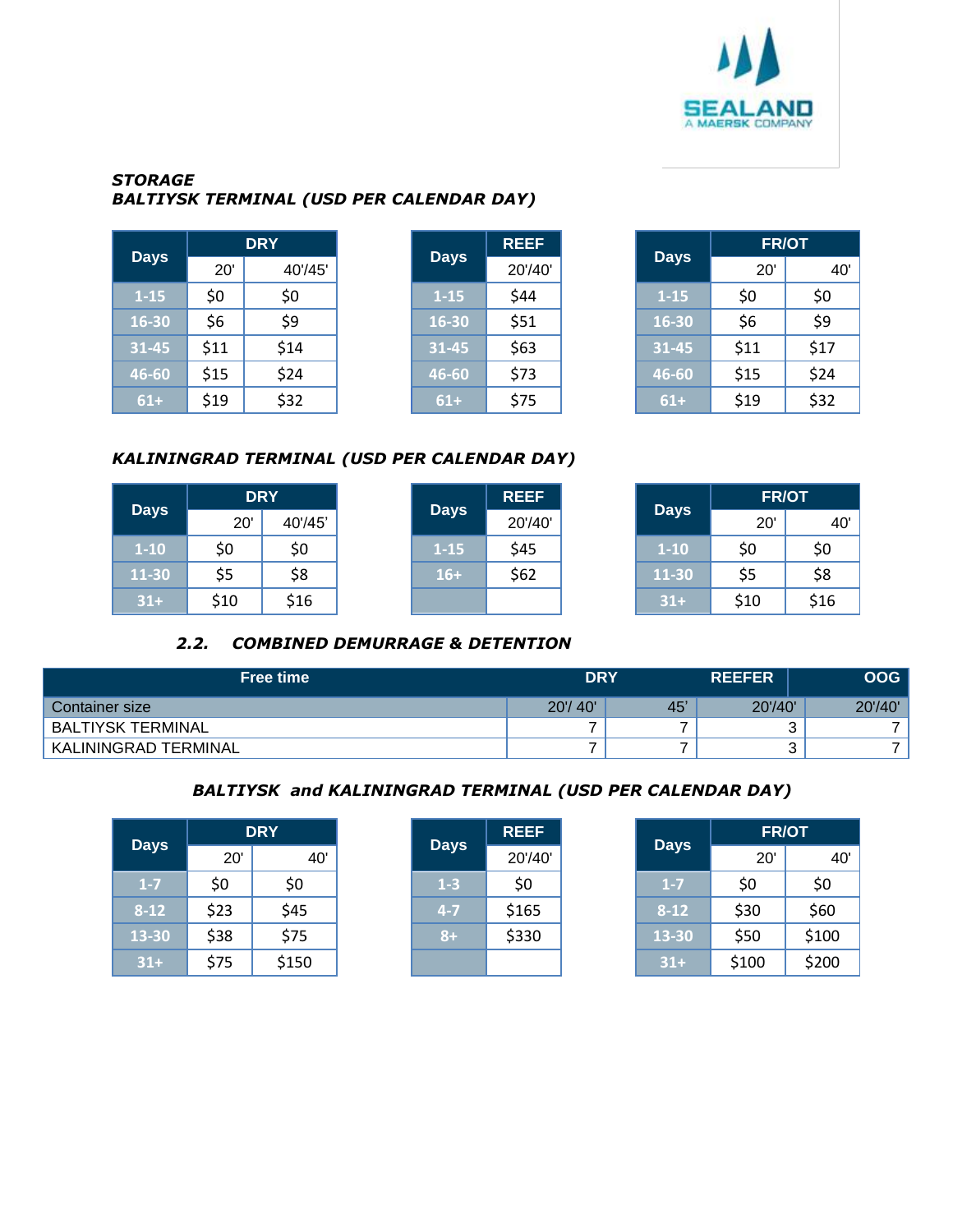### *STORAGE*
### *BALTIYSK TERMINAL (USD PER CALENDAR DAY)*

| Days | DRY | |
|---|---|---|
| | 20' | 40'/45' |
| 1-15 | $0 | $0 |
| 16-30 | $6 | $9 |
| 31-45 | $11 | $14 |
| 46-60 | $15 | $24 |
| 61+ | $19 | $32 |

| Days | REEF |
|---|---|
| | 20'/40' |
| 1-15 | $44 |
| 16-30 | $51 |
| 31-45 | $63 |
| 46-60 | $73 |
| 61+ | $75 |

| Days | FR/OT | |
|---|---|---|
| | 20' | 40' |
| 1-15 | $0 | $0 |
| 16-30 | $6 | $9 |
| 31-45 | $11 | $17 |
| 46-60 | $15 | $24 |
| 61+ | $19 | $32 |

### *KALININGRAD TERMINAL (USD PER CALENDAR DAY)*

| Days | DRY | |
|---|---|---|
| | 20' | 40'/45' |
| 1-10 | $0 | $0 |
| 11-30 | $5 | $8 |
| 31+ | $10 | $16 |

| Days | REEF |
|---|---|
| | 20'/40' |
| 1-15 | $45 |
| 16+ | $62 |
| | |

| Days | FR/OT | |
|---|---|---|
| | 20' | 40' |
| 1-10 | $0 | $0 |
| 11-30 | $5 | $8 |
| 31+ | $10 | $16 |

### *2.2. COMBINED DEMURRAGE & DETENTION*

| Free time | DRY | | REEFER | OOG |
|---|---|---|---|---|
| Container size | 20'/ 40' | 45' | 20'/40' | 20'/40' |
| BALTIYSK TERMINAL | 7 | 7 | 3 | 7 |
| KALININGRAD TERMINAL | 7 | 7 | 3 | 7 |

### *BALTIYSK and KALININGRAD TERMINAL (USD PER CALENDAR DAY)*

| Days | DRY | |
|---|---|---|
| | 20' | 40' |
| 1-7 | $0 | $0 |
| 8-12 | $23 | $45 |
| 13-30 | $38 | $75 |
| 31+ | $75 | $150 |

| Days | REEF |
|---|---|
| | 20'/40' |
| 1-3 | $0 |
| 4-7 | $165 |
| 8+ | $330 |
| | |

| Days | FR/OT | |
|---|---|---|
| | 20' | 40' |
| 1-7 | $0 | $0 |
| 8-12 | $30 | $60 |
| 13-30 | $50 | $100 |
| 31+ | $100 | $200 |